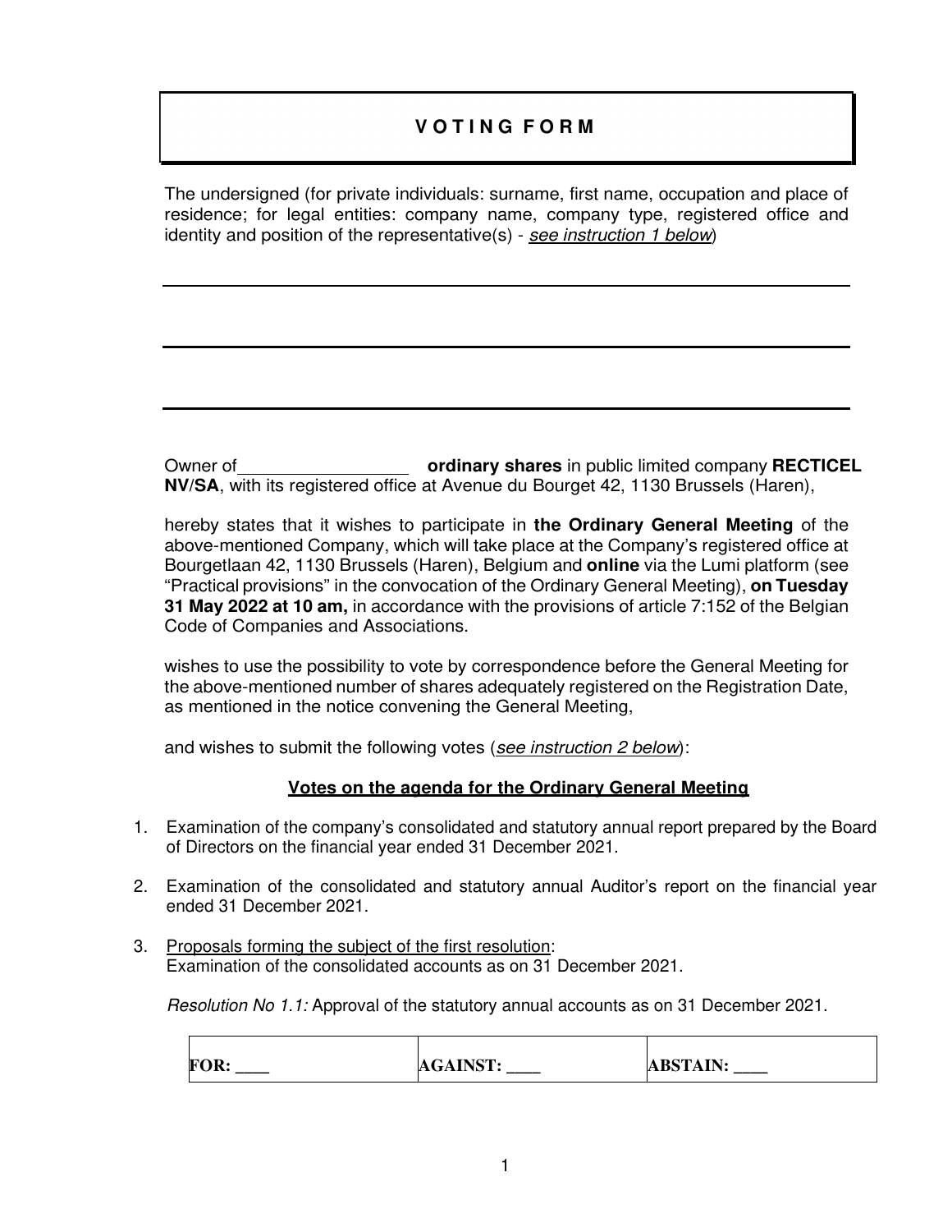# V O T I N G F O R M

The undersigned (for private individuals: surname, first name, occupation and place of residence; for legal entities: company name, company type, registered office and identity and position of the representative(s) - *see instruction 1 below*)

______________________________________________________________________

______________________________________________________________________

______________________________________________________________________

Owner of_________________ **ordinary shares** in public limited company **RECTICEL NV/SA**, with its registered office at Avenue du Bourget 42, 1130 Brussels (Haren),

hereby states that it wishes to participate in **the Ordinary General Meeting** of the above-mentioned Company, which will take place at the Company's registered office at Bourgetlaan 42, 1130 Brussels (Haren), Belgium and **online** via the Lumi platform (see "Practical provisions" in the convocation of the Ordinary General Meeting), **on Tuesday 31 May 2022 at 10 am,** in accordance with the provisions of article 7:152 of the Belgian Code of Companies and Associations.

wishes to use the possibility to vote by correspondence before the General Meeting for the above-mentioned number of shares adequately registered on the Registration Date, as mentioned in the notice convening the General Meeting,

and wishes to submit the following votes (*see instruction 2 below*):

## Votes on the agenda for the Ordinary General Meeting

1. Examination of the company's consolidated and statutory annual report prepared by the Board of Directors on the financial year ended 31 December 2021.

2. Examination of the consolidated and statutory annual Auditor's report on the financial year ended 31 December 2021.

3. Proposals forming the subject of the first resolution:
   Examination of the consolidated accounts as on 31 December 2021.

   *Resolution No 1.1:* Approval of the statutory annual accounts as on 31 December 2021.

| FOR: ____ | AGAINST: ____ | ABSTAIN: ____ |
|---|---|---|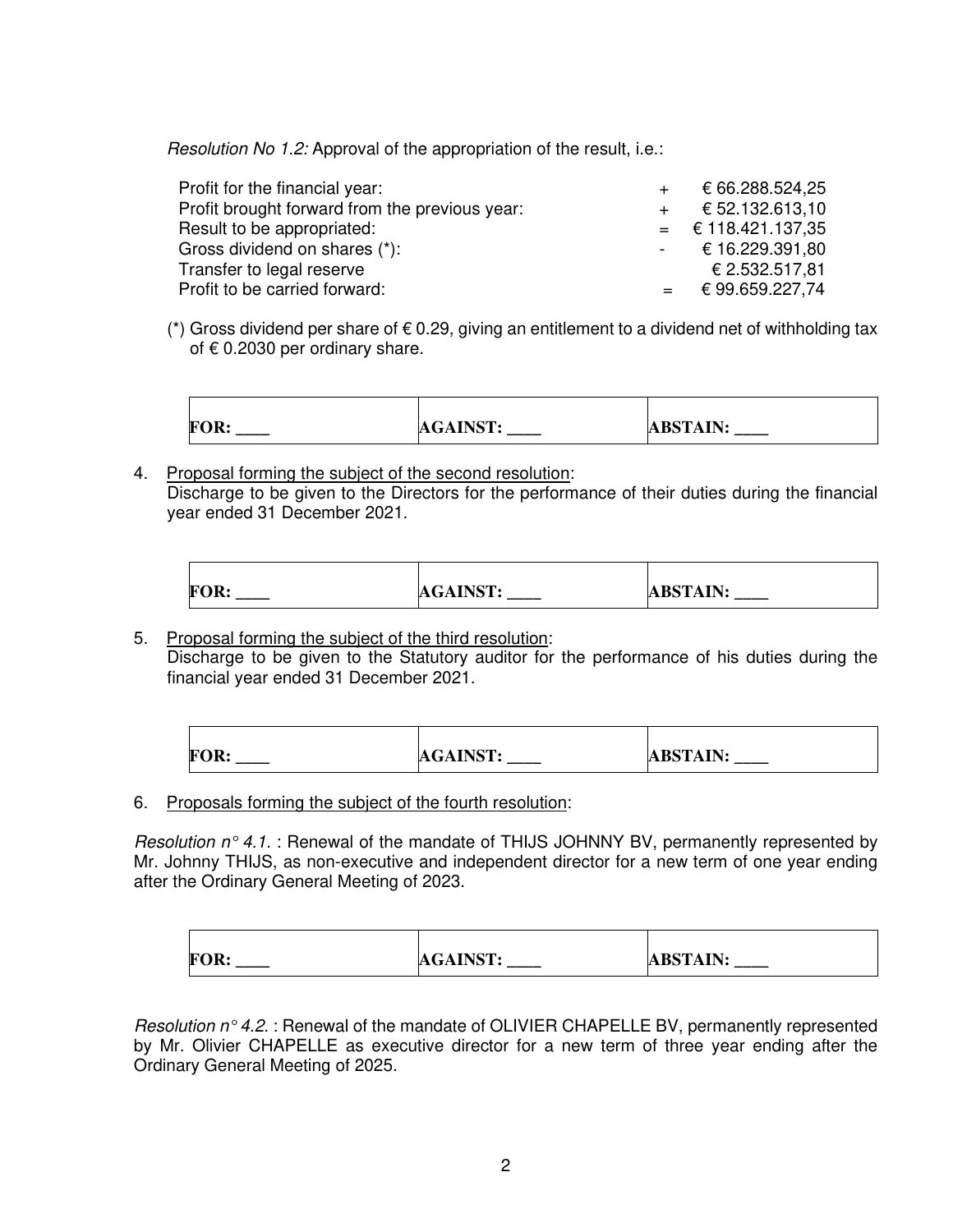*Resolution No 1.2:* Approval of the appropriation of the result, i.e.:

| | | |
|---|---|---|
| Profit for the financial year: | + | € 66.288.524,25 |
| Profit brought forward from the previous year: | + | € 52.132.613,10 |
| Result to be appropriated: | = | € 118.421.137,35 |
| Gross dividend on shares (*): | - | € 16.229.391,80 |
| Transfer to legal reserve | | € 2.532.517,81 |
| Profit to be carried forward: | = | € 99.659.227,74 |

(*) Gross dividend per share of € 0.29, giving an entitlement to a dividend net of withholding tax of € 0.2030 per ordinary share.

| **FOR: ____** | **AGAINST: ____** | **ABSTAIN: ____** |
|---|---|---|

4. Proposal forming the subject of the second resolution:
   Discharge to be given to the Directors for the performance of their duties during the financial year ended 31 December 2021.

| **FOR: ____** | **AGAINST: ____** | **ABSTAIN: ____** |
|---|---|---|

5. Proposal forming the subject of the third resolution:
   Discharge to be given to the Statutory auditor for the performance of his duties during the financial year ended 31 December 2021.

| **FOR: ____** | **AGAINST: ____** | **ABSTAIN: ____** |
|---|---|---|

6. Proposals forming the subject of the fourth resolution:

*Resolution n° 4.1.* : Renewal of the mandate of THIJS JOHNNY BV, permanently represented by Mr. Johnny THIJS, as non-executive and independent director for a new term of one year ending after the Ordinary General Meeting of 2023.

| **FOR: ____** | **AGAINST: ____** | **ABSTAIN: ____** |
|---|---|---|

*Resolution n° 4.2.* : Renewal of the mandate of OLIVIER CHAPELLE BV, permanently represented by Mr. Olivier CHAPELLE as executive director for a new term of three year ending after the Ordinary General Meeting of 2025.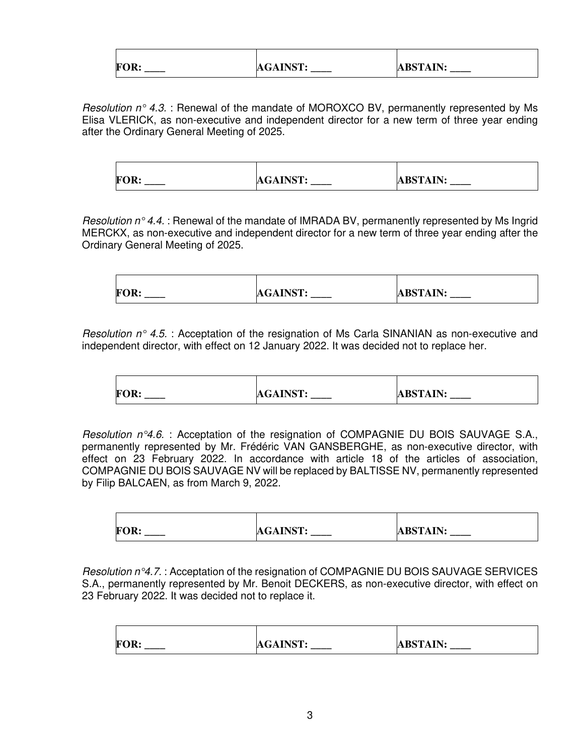| FOR: ____ | AGAINST: ____ | ABSTAIN: ____ |
|---|---|---|

*Resolution n° 4.3.* : Renewal of the mandate of MOROXCO BV, permanently represented by Ms Elisa VLERICK, as non-executive and independent director for a new term of three year ending after the Ordinary General Meeting of 2025.

| FOR: ____ | AGAINST: ____ | ABSTAIN: ____ |
|---|---|---|

*Resolution n° 4.4.* : Renewal of the mandate of IMRADA BV, permanently represented by Ms Ingrid MERCKX, as non-executive and independent director for a new term of three year ending after the Ordinary General Meeting of 2025.

| FOR: ____ | AGAINST: ____ | ABSTAIN: ____ |
|---|---|---|

*Resolution n° 4.5.* : Acceptation of the resignation of Ms Carla SINANIAN as non-executive and independent director, with effect on 12 January 2022. It was decided not to replace her.

| FOR: ____ | AGAINST: ____ | ABSTAIN: ____ |
|---|---|---|

*Resolution n°4.6.* : Acceptation of the resignation of COMPAGNIE DU BOIS SAUVAGE S.A., permanently represented by Mr. Frédéric VAN GANSBERGHE, as non-executive director, with effect on 23 February 2022. In accordance with article 18 of the articles of association, COMPAGNIE DU BOIS SAUVAGE NV will be replaced by BALTISSE NV, permanently represented by Filip BALCAEN, as from March 9, 2022.

| FOR: ____ | AGAINST: ____ | ABSTAIN: ____ |
|---|---|---|

*Resolution n°4.7.* : Acceptation of the resignation of COMPAGNIE DU BOIS SAUVAGE SERVICES S.A., permanently represented by Mr. Benoit DECKERS, as non-executive director, with effect on 23 February 2022. It was decided not to replace it.

| FOR: ____ | AGAINST: ____ | ABSTAIN: ____ |
|---|---|---|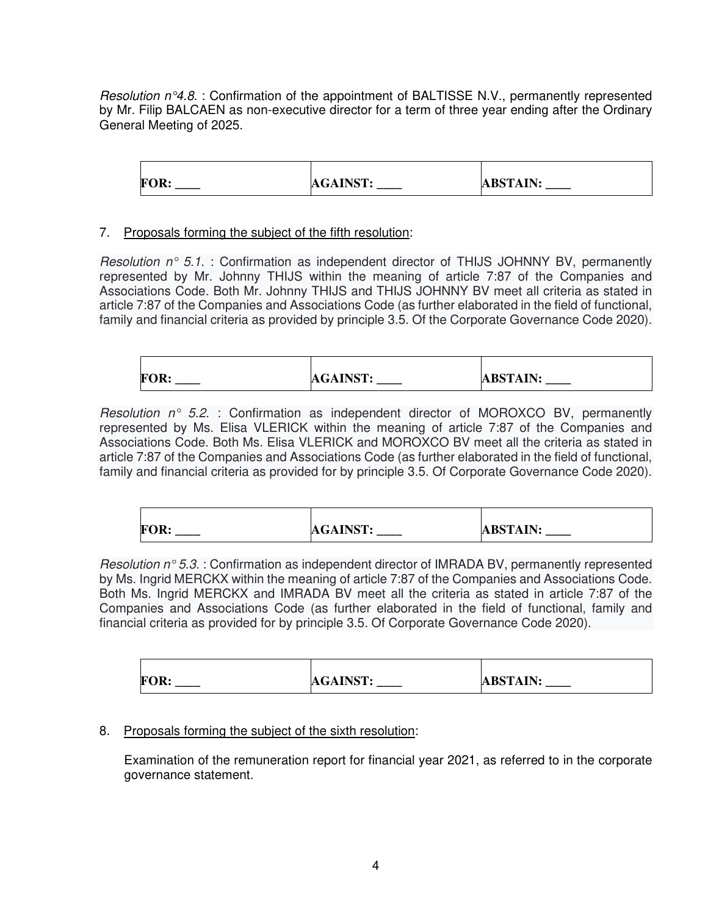*Resolution n°4.8.* : Confirmation of the appointment of BALTISSE N.V., permanently represented by Mr. Filip BALCAEN as non-executive director for a term of three year ending after the Ordinary General Meeting of 2025.

| **FOR: ____** | **AGAINST: ____** | **ABSTAIN: ____** |
|---|---|---|

7. Proposals forming the subject of the fifth resolution:

*Resolution n° 5.1.* : Confirmation as independent director of THIJS JOHNNY BV, permanently represented by Mr. Johnny THIJS within the meaning of article 7:87 of the Companies and Associations Code. Both Mr. Johnny THIJS and THIJS JOHNNY BV meet all criteria as stated in article 7:87 of the Companies and Associations Code (as further elaborated in the field of functional, family and financial criteria as provided by principle 3.5. Of the Corporate Governance Code 2020).

| **FOR: ____** | **AGAINST: ____** | **ABSTAIN: ____** |
|---|---|---|

*Resolution n° 5.2.* : Confirmation as independent director of MOROXCO BV, permanently represented by Ms. Elisa VLERICK within the meaning of article 7:87 of the Companies and Associations Code. Both Ms. Elisa VLERICK and MOROXCO BV meet all the criteria as stated in article 7:87 of the Companies and Associations Code (as further elaborated in the field of functional, family and financial criteria as provided for by principle 3.5. Of Corporate Governance Code 2020).

| **FOR: ____** | **AGAINST: ____** | **ABSTAIN: ____** |
|---|---|---|

*Resolution n° 5.3.* : Confirmation as independent director of IMRADA BV, permanently represented by Ms. Ingrid MERCKX within the meaning of article 7:87 of the Companies and Associations Code. Both Ms. Ingrid MERCKX and IMRADA BV meet all the criteria as stated in article 7:87 of the Companies and Associations Code (as further elaborated in the field of functional, family and financial criteria as provided for by principle 3.5. Of Corporate Governance Code 2020).

| **FOR: ____** | **AGAINST: ____** | **ABSTAIN: ____** |
|---|---|---|

8. Proposals forming the subject of the sixth resolution:

   Examination of the remuneration report for financial year 2021, as referred to in the corporate governance statement.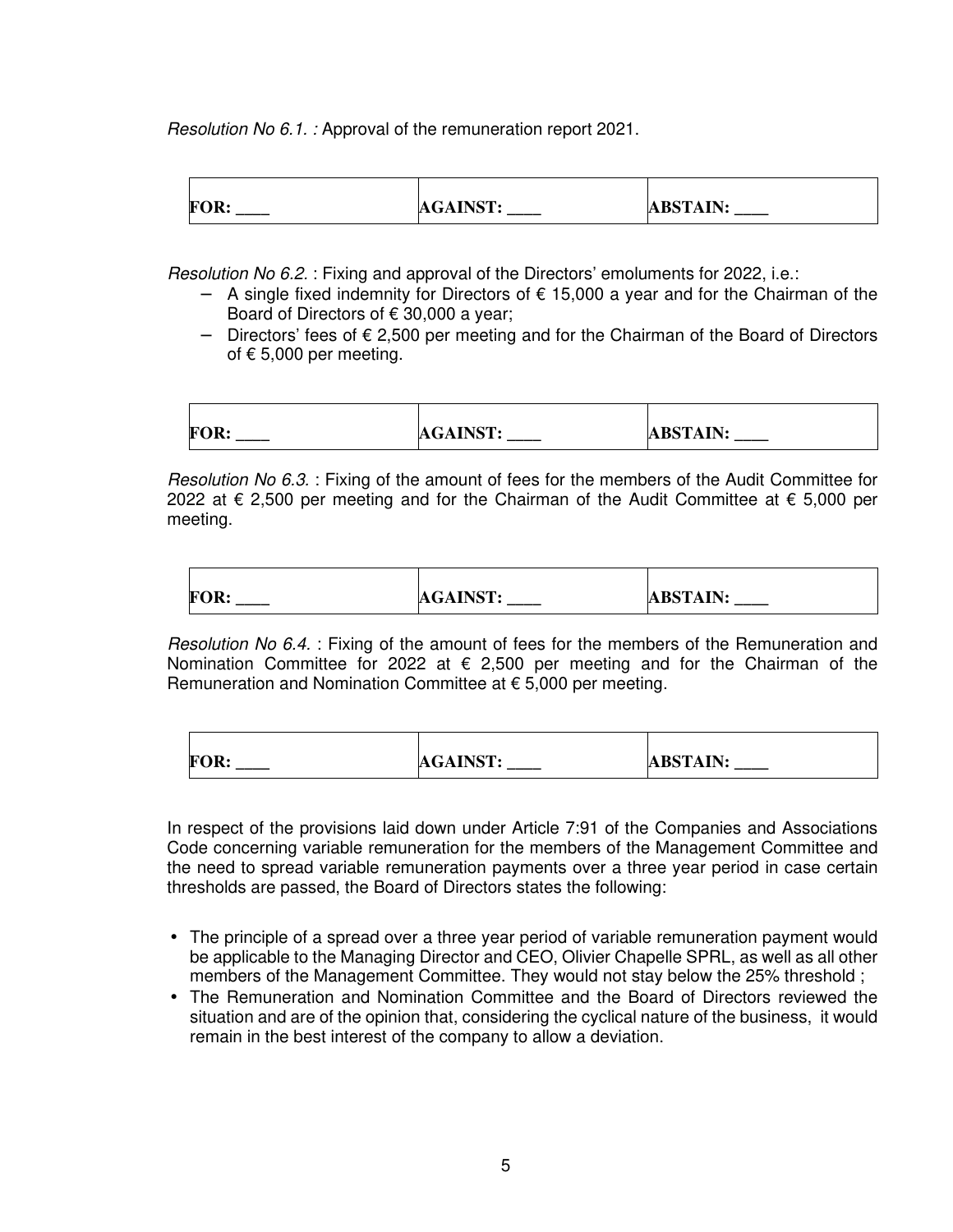*Resolution No 6.1. :* Approval of the remuneration report 2021.

| **FOR: \_\_\_\_** | **AGAINST: \_\_\_\_** | **ABSTAIN: \_\_\_\_** |
|---|---|---|

*Resolution No 6.2.* : Fixing and approval of the Directors' emoluments for 2022, i.e.:

- A single fixed indemnity for Directors of € 15,000 a year and for the Chairman of the Board of Directors of € 30,000 a year;
- Directors' fees of € 2,500 per meeting and for the Chairman of the Board of Directors of € 5,000 per meeting.

| **FOR: \_\_\_\_** | **AGAINST: \_\_\_\_** | **ABSTAIN: \_\_\_\_** |
|---|---|---|

*Resolution No 6.3.* : Fixing of the amount of fees for the members of the Audit Committee for 2022 at € 2,500 per meeting and for the Chairman of the Audit Committee at € 5,000 per meeting.

| **FOR: \_\_\_\_** | **AGAINST: \_\_\_\_** | **ABSTAIN: \_\_\_\_** |
|---|---|---|

*Resolution No 6.4.* : Fixing of the amount of fees for the members of the Remuneration and Nomination Committee for 2022 at € 2,500 per meeting and for the Chairman of the Remuneration and Nomination Committee at € 5,000 per meeting.

| **FOR: \_\_\_\_** | **AGAINST: \_\_\_\_** | **ABSTAIN: \_\_\_\_** |
|---|---|---|

In respect of the provisions laid down under Article 7:91 of the Companies and Associations Code concerning variable remuneration for the members of the Management Committee and the need to spread variable remuneration payments over a three year period in case certain thresholds are passed, the Board of Directors states the following:

- The principle of a spread over a three year period of variable remuneration payment would be applicable to the Managing Director and CEO, Olivier Chapelle SPRL, as well as all other members of the Management Committee. They would not stay below the 25% threshold ;
- The Remuneration and Nomination Committee and the Board of Directors reviewed the situation and are of the opinion that, considering the cyclical nature of the business, it would remain in the best interest of the company to allow a deviation.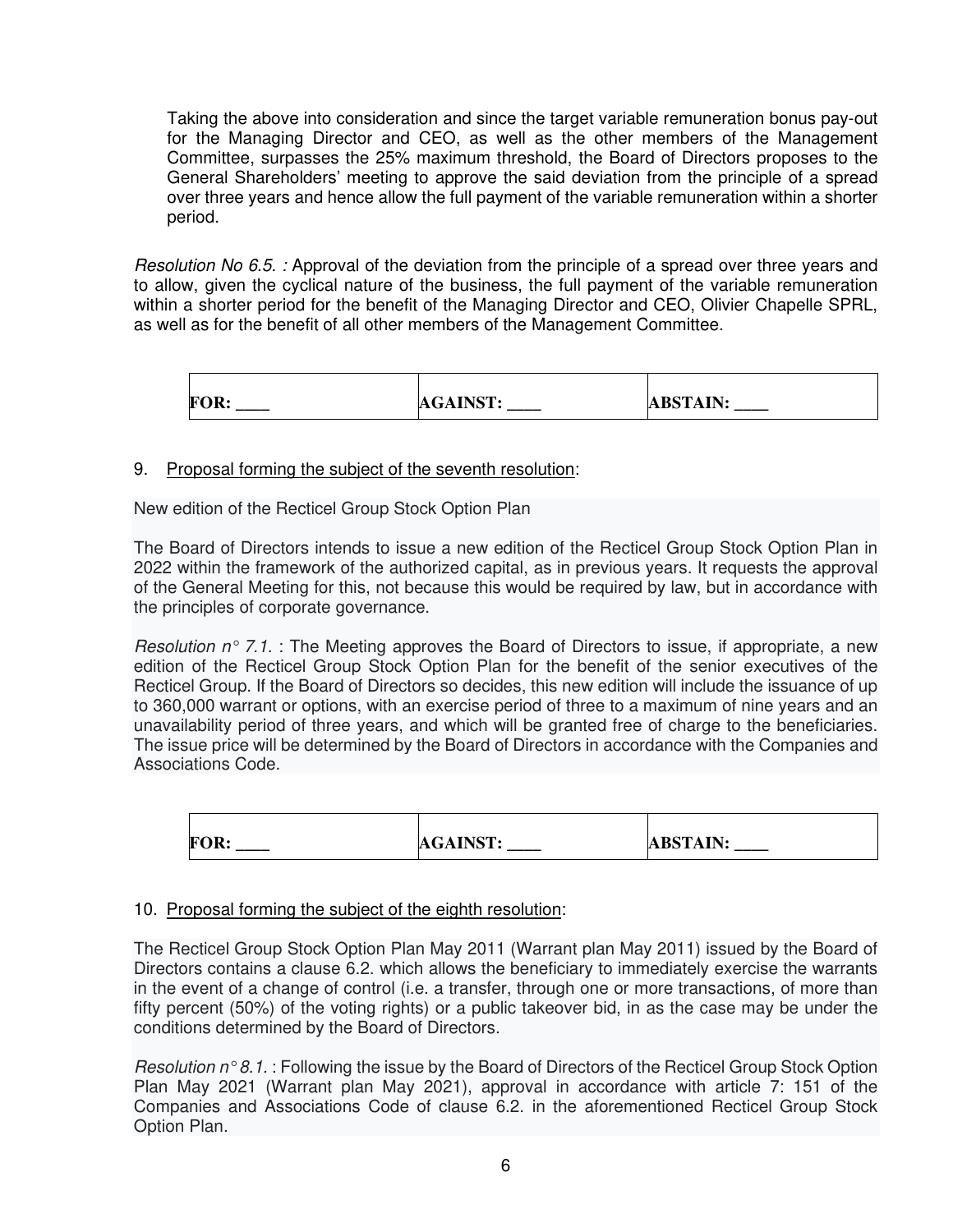Taking the above into consideration and since the target variable remuneration bonus pay-out for the Managing Director and CEO, as well as the other members of the Management Committee, surpasses the 25% maximum threshold, the Board of Directors proposes to the General Shareholders' meeting to approve the said deviation from the principle of a spread over three years and hence allow the full payment of the variable remuneration within a shorter period.

*Resolution No 6.5. :* Approval of the deviation from the principle of a spread over three years and to allow, given the cyclical nature of the business, the full payment of the variable remuneration within a shorter period for the benefit of the Managing Director and CEO, Olivier Chapelle SPRL, as well as for the benefit of all other members of the Management Committee.

| **FOR: ____** | **AGAINST: ____** | **ABSTAIN: ____** |
|---|---|---|

9. Proposal forming the subject of the seventh resolution:

New edition of the Recticel Group Stock Option Plan

The Board of Directors intends to issue a new edition of the Recticel Group Stock Option Plan in 2022 within the framework of the authorized capital, as in previous years. It requests the approval of the General Meeting for this, not because this would be required by law, but in accordance with the principles of corporate governance.

*Resolution n° 7.1.* : The Meeting approves the Board of Directors to issue, if appropriate, a new edition of the Recticel Group Stock Option Plan for the benefit of the senior executives of the Recticel Group. If the Board of Directors so decides, this new edition will include the issuance of up to 360,000 warrant or options, with an exercise period of three to a maximum of nine years and an unavailability period of three years, and which will be granted free of charge to the beneficiaries. The issue price will be determined by the Board of Directors in accordance with the Companies and Associations Code.

| **FOR: ____** | **AGAINST: ____** | **ABSTAIN: ____** |
|---|---|---|

10. Proposal forming the subject of the eighth resolution:

The Recticel Group Stock Option Plan May 2011 (Warrant plan May 2011) issued by the Board of Directors contains a clause 6.2. which allows the beneficiary to immediately exercise the warrants in the event of a change of control (i.e. a transfer, through one or more transactions, of more than fifty percent (50%) of the voting rights) or a public takeover bid, in as the case may be under the conditions determined by the Board of Directors.

*Resolution n° 8.1.* : Following the issue by the Board of Directors of the Recticel Group Stock Option Plan May 2021 (Warrant plan May 2021), approval in accordance with article 7: 151 of the Companies and Associations Code of clause 6.2. in the aforementioned Recticel Group Stock Option Plan.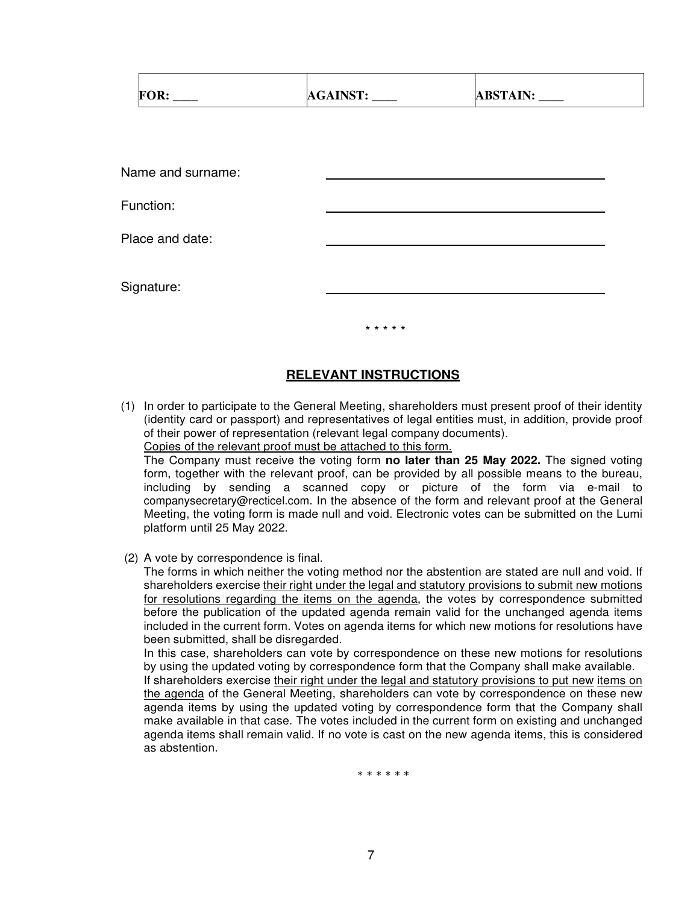| FOR: ____ | AGAINST: ____ | ABSTAIN: ____ |
|---|---|---|

Name and surname: ______________________________

Function: ______________________________

Place and date: ______________________________

Signature: ______________________________

\* \* \* \* \*

## RELEVANT INSTRUCTIONS

(1) In order to participate to the General Meeting, shareholders must present proof of their identity (identity card or passport) and representatives of legal entities must, in addition, provide proof of their power of representation (relevant legal company documents).
Copies of the relevant proof must be attached to this form.
The Company must receive the voting form **no later than 25 May 2022.** The signed voting form, together with the relevant proof, can be provided by all possible means to the bureau, including by sending a scanned copy or picture of the form via e-mail to companysecretary@recticel.com. In the absence of the form and relevant proof at the General Meeting, the voting form is made null and void. Electronic votes can be submitted on the Lumi platform until 25 May 2022.

(2) A vote by correspondence is final.
The forms in which neither the voting method nor the abstention are stated are null and void. If shareholders exercise their right under the legal and statutory provisions to submit new motions for resolutions regarding the items on the agenda, the votes by correspondence submitted before the publication of the updated agenda remain valid for the unchanged agenda items included in the current form. Votes on agenda items for which new motions for resolutions have been submitted, shall be disregarded.
In this case, shareholders can vote by correspondence on these new motions for resolutions by using the updated voting by correspondence form that the Company shall make available.
If shareholders exercise their right under the legal and statutory provisions to put new items on the agenda of the General Meeting, shareholders can vote by correspondence on these new agenda items by using the updated voting by correspondence form that the Company shall make available in that case. The votes included in the current form on existing and unchanged agenda items shall remain valid. If no vote is cast on the new agenda items, this is considered as abstention.

\* \* \* \* \* \*